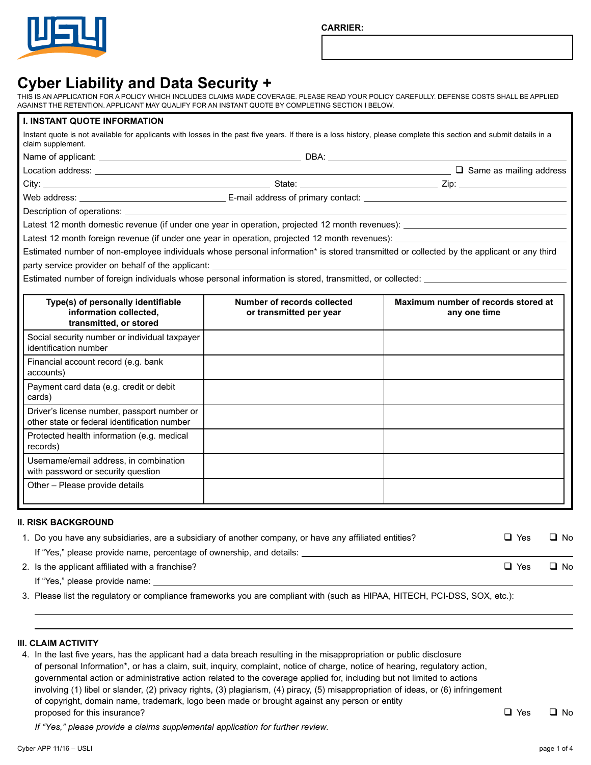CARRIER:

# Cyber Liability and Data Security +

THIS IS AN APPLICATION FOR A POLICY WHICH INCLUDES CLAIMS MADE COVERAGE. PLEASE READ YOUR POLICY CAREFULLY. DEFENSE COSTS SHALL BE APPLIED AGAINST THE RETENTION. APPLICANT MAY QUALIFY FOR AN INSTANT QUOTE BY COMPLETING SECTION I BELOW.

## I. INSTANT QUOTE INFORMATION

Instant quote is not available for applicants with losses in the past five years. If there is a loss history, please complete this section and submit details in a claim supplement.

Name of applicant: ______________________ DBA: ______________________

Location address: ______________________ ❑ Same as mailing address

City: ______________________ State: ______________________ Zip: ______________________

Web address: ______________________ E-mail address of primary contact: ______________________

Description of operations: ______________________

Latest 12 month domestic revenue (if under one year in operation, projected 12 month revenues): ______________________

Latest 12 month foreign revenue (if under one year in operation, projected 12 month revenues): ______________________

Estimated number of non-employee individuals whose personal information* is stored transmitted or collected by the applicant or any third party service provider on behalf of the applicant: ______________________

Estimated number of foreign individuals whose personal information is stored, transmitted, or collected: ______________________

| Type(s) of personally identifiable information collected, transmitted, or stored | Number of records collected or transmitted per year | Maximum number of records stored at any one time |
|---|---|---|
| Social security number or individual taxpayer identification number | | |
| Financial account record (e.g. bank accounts) | | |
| Payment card data (e.g. credit or debit cards) | | |
| Driver's license number, passport number or other state or federal identification number | | |
| Protected health information (e.g. medical records) | | |
| Username/email address, in combination with password or security question | | |
| Other – Please provide details | | |

## II. RISK BACKGROUND

1. Do you have any subsidiaries, are a subsidiary of another company, or have any affiliated entities? ❑ Yes ❑ No

   If "Yes," please provide name, percentage of ownership, and details: ______________________

2. Is the applicant affiliated with a franchise? ❑ Yes ❑ No

   If "Yes," please provide name: ______________________

3. Please list the regulatory or compliance frameworks you are compliant with (such as HIPAA, HITECH, PCI-DSS, SOX, etc.):

   ______________________

## III. CLAIM ACTIVITY

4. In the last five years, has the applicant had a data breach resulting in the misappropriation or public disclosure of personal Information*, or has a claim, suit, inquiry, complaint, notice of charge, notice of hearing, regulatory action, governmental action or administrative action related to the coverage applied for, including but not limited to actions involving (1) libel or slander, (2) privacy rights, (3) plagiarism, (4) piracy, (5) misappropriation of ideas, or (6) infringement of copyright, domain name, trademark, logo been made or brought against any person or entity proposed for this insurance? ❑ Yes ❑ No

   *If "Yes," please provide a claims supplemental application for further review.*

Cyber APP 11/16 – USLI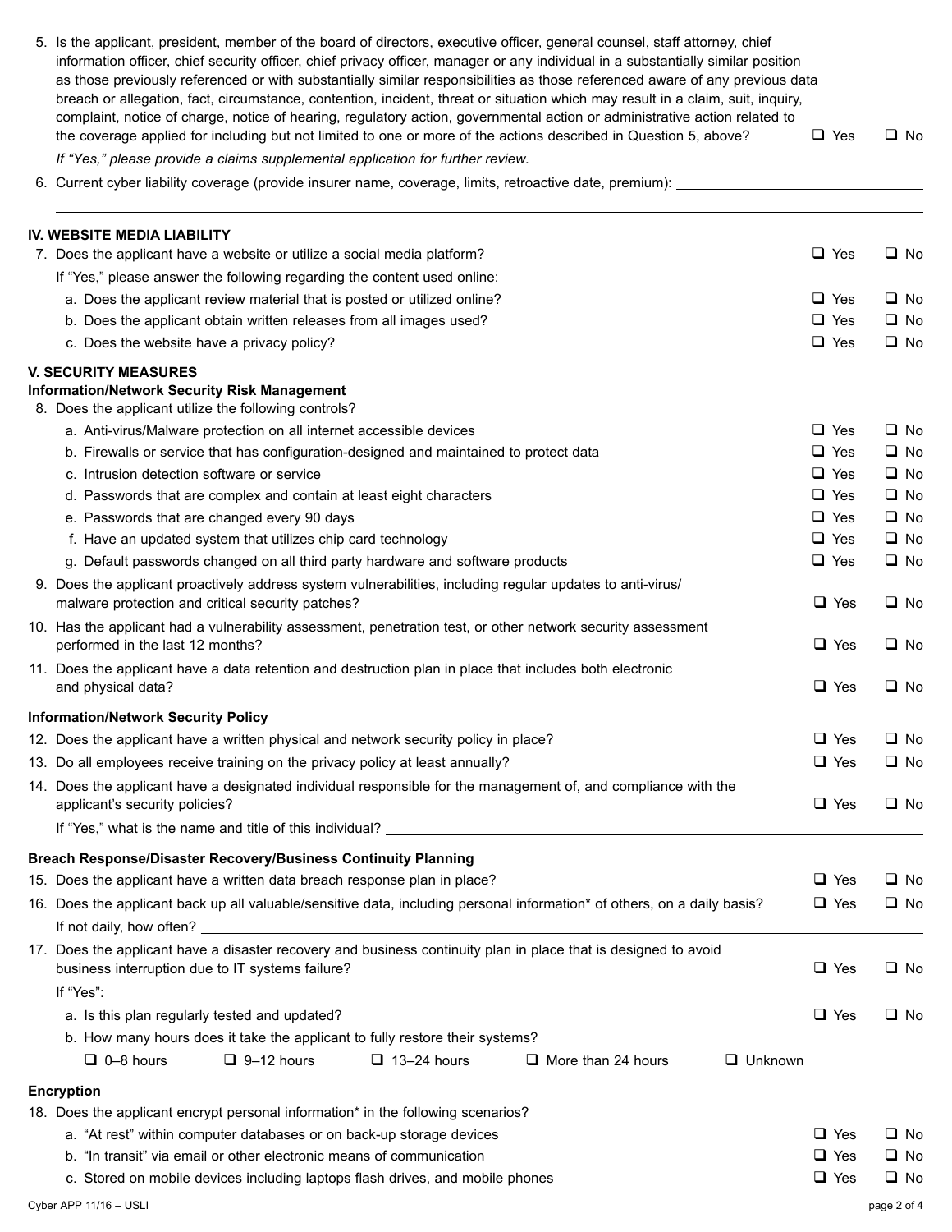5. Is the applicant, president, member of the board of directors, executive officer, general counsel, staff attorney, chief information officer, chief security officer, chief privacy officer, manager or any individual in a substantially similar position as those previously referenced or with substantially similar responsibilities as those referenced aware of any previous data breach or allegation, fact, circumstance, contention, incident, threat or situation which may result in a claim, suit, inquiry, complaint, notice of charge, notice of hearing, regulatory action, governmental action or administrative action related to the coverage applied for including but not limited to one or more of the actions described in Question 5, above? ❑ Yes ❑ No

   *If "Yes," please provide a claims supplemental application for further review.*

6. Current cyber liability coverage (provide insurer name, coverage, limits, retroactive date, premium): ______________________

## IV. WEBSITE MEDIA LIABILITY

7. Does the applicant have a website or utilize a social media platform? ❑ Yes ❑ No

   If "Yes," please answer the following regarding the content used online:

   a. Does the applicant review material that is posted or utilized online? ❑ Yes ❑ No
   b. Does the applicant obtain written releases from all images used? ❑ Yes ❑ No
   c. Does the website have a privacy policy? ❑ Yes ❑ No

## V. SECURITY MEASURES

### Information/Network Security Risk Management

8. Does the applicant utilize the following controls?

   a. Anti-virus/Malware protection on all internet accessible devices ❑ Yes ❑ No
   b. Firewalls or service that has configuration-designed and maintained to protect data ❑ Yes ❑ No
   c. Intrusion detection software or service ❑ Yes ❑ No
   d. Passwords that are complex and contain at least eight characters ❑ Yes ❑ No
   e. Passwords that are changed every 90 days ❑ Yes ❑ No
   f. Have an updated system that utilizes chip card technology ❑ Yes ❑ No
   g. Default passwords changed on all third party hardware and software products ❑ Yes ❑ No

9. Does the applicant proactively address system vulnerabilities, including regular updates to anti-virus/malware protection and critical security patches? ❑ Yes ❑ No

10. Has the applicant had a vulnerability assessment, penetration test, or other network security assessment performed in the last 12 months? ❑ Yes ❑ No

11. Does the applicant have a data retention and destruction plan in place that includes both electronic and physical data? ❑ Yes ❑ No

### Information/Network Security Policy

12. Does the applicant have a written physical and network security policy in place? ❑ Yes ❑ No

13. Do all employees receive training on the privacy policy at least annually? ❑ Yes ❑ No

14. Does the applicant have a designated individual responsible for the management of, and compliance with the applicant's security policies? ❑ Yes ❑ No

    If "Yes," what is the name and title of this individual? ______________________

### Breach Response/Disaster Recovery/Business Continuity Planning

15. Does the applicant have a written data breach response plan in place? ❑ Yes ❑ No

16. Does the applicant back up all valuable/sensitive data, including personal information* of others, on a daily basis? ❑ Yes ❑ No

    If not daily, how often? ______________________

17. Does the applicant have a disaster recovery and business continuity plan in place that is designed to avoid business interruption due to IT systems failure? ❑ Yes ❑ No

    If "Yes":

    a. Is this plan regularly tested and updated? ❑ Yes ❑ No
    b. How many hours does it take the applicant to fully restore their systems?

       ❑ 0–8 hours ❑ 9–12 hours ❑ 13–24 hours ❑ More than 24 hours ❑ Unknown

### Encryption

18. Does the applicant encrypt personal information* in the following scenarios?

    a. "At rest" within computer databases or on back-up storage devices ❑ Yes ❑ No
    b. "In transit" via email or other electronic means of communication ❑ Yes ❑ No
    c. Stored on mobile devices including laptops flash drives, and mobile phones ❑ Yes ❑ No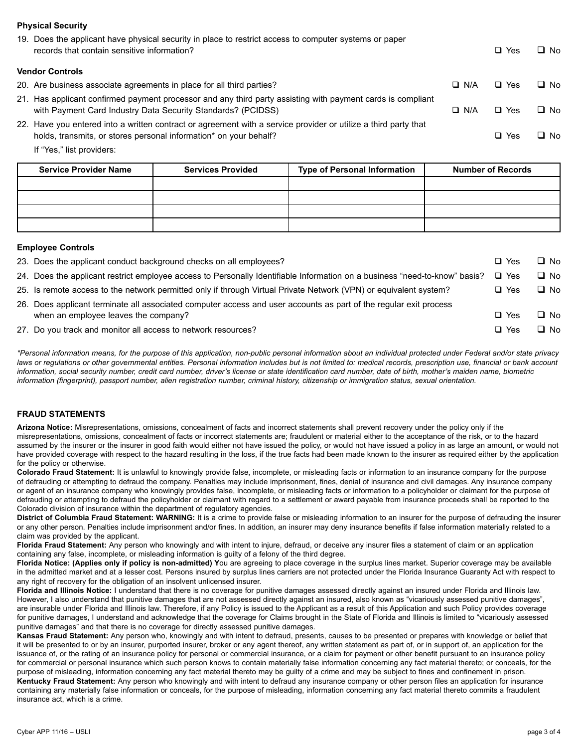**Physical Security**

19. Does the applicant have physical security in place to restrict access to computer systems or paper records that contain sensitive information? ❑ Yes ❑ No

**Vendor Controls**

20. Are business associate agreements in place for all third parties? ❑ N/A ❑ Yes ❑ No
21. Has applicant confirmed payment processor and any third party assisting with payment cards is compliant with Payment Card Industry Data Security Standards? (PCIDSS) ❑ N/A ❑ Yes ❑ No
22. Have you entered into a written contract or agreement with a service provider or utilize a third party that holds, transmits, or stores personal information* on your behalf? ❑ Yes ❑ No

    If "Yes," list providers:

| Service Provider Name | Services Provided | Type of Personal Information | Number of Records |
|---|---|---|---|
| | | | |
| | | | |
| | | | |
| | | | |

**Employee Controls**

23. Does the applicant conduct background checks on all employees? ❑ Yes ❑ No
24. Does the applicant restrict employee access to Personally Identifiable Information on a business "need-to-know" basis? ❑ Yes ❑ No
25. Is remote access to the network permitted only if through Virtual Private Network (VPN) or equivalent system? ❑ Yes ❑ No
26. Does applicant terminate all associated computer access and user accounts as part of the regular exit process when an employee leaves the company? ❑ Yes ❑ No
27. Do you track and monitor all access to network resources? ❑ Yes ❑ No

*\*Personal information means, for the purpose of this application, non-public personal information about an individual protected under Federal and/or state privacy laws or regulations or other governmental entities. Personal information includes but is not limited to: medical records, prescription use, financial or bank account information, social security number, credit card number, driver's license or state identification card number, date of birth, mother's maiden name, biometric information (fingerprint), passport number, alien registration number, criminal history, citizenship or immigration status, sexual orientation.*

**FRAUD STATEMENTS**

**Arizona Notice:** Misrepresentations, omissions, concealment of facts and incorrect statements shall prevent recovery under the policy only if the misrepresentations, omissions, concealment of facts or incorrect statements are; fraudulent or material either to the acceptance of the risk, or to the hazard assumed by the insurer or the insurer in good faith would either not have issued the policy, or would not have issued a policy in as large an amount, or would not have provided coverage with respect to the hazard resulting in the loss, if the true facts had been made known to the insurer as required either by the application for the policy or otherwise.

**Colorado Fraud Statement:** It is unlawful to knowingly provide false, incomplete, or misleading facts or information to an insurance company for the purpose of defrauding or attempting to defraud the company. Penalties may include imprisonment, fines, denial of insurance and civil damages. Any insurance company or agent of an insurance company who knowingly provides false, incomplete, or misleading facts or information to a policyholder or claimant for the purpose of defrauding or attempting to defraud the policyholder or claimant with regard to a settlement or award payable from insurance proceeds shall be reported to the Colorado division of insurance within the department of regulatory agencies.

**District of Columbia Fraud Statement: WARNING:** It is a crime to provide false or misleading information to an insurer for the purpose of defrauding the insurer or any other person. Penalties include imprisonment and/or fines. In addition, an insurer may deny insurance benefits if false information materially related to a claim was provided by the applicant.

**Florida Fraud Statement:** Any person who knowingly and with intent to injure, defraud, or deceive any insurer files a statement of claim or an application containing any false, incomplete, or misleading information is guilty of a felony of the third degree.

**Florida Notice: (Applies only if policy is non-admitted) Y**ou are agreeing to place coverage in the surplus lines market. Superior coverage may be available in the admitted market and at a lesser cost. Persons insured by surplus lines carriers are not protected under the Florida Insurance Guaranty Act with respect to any right of recovery for the obligation of an insolvent unlicensed insurer.

**Florida and Illinois Notice:** I understand that there is no coverage for punitive damages assessed directly against an insured under Florida and Illinois law. However, I also understand that punitive damages that are not assessed directly against an insured, also known as "vicariously assessed punitive damages", are insurable under Florida and Illinois law. Therefore, if any Policy is issued to the Applicant as a result of this Application and such Policy provides coverage for punitive damages, I understand and acknowledge that the coverage for Claims brought in the State of Florida and Illinois is limited to "vicariously assessed punitive damages" and that there is no coverage for directly assessed punitive damages.

**Kansas Fraud Statement:** Any person who, knowingly and with intent to defraud, presents, causes to be presented or prepares with knowledge or belief that it will be presented to or by an insurer, purported insurer, broker or any agent thereof, any written statement as part of, or in support of, an application for the issuance of, or the rating of an insurance policy for personal or commercial insurance, or a claim for payment or other benefit pursuant to an insurance policy for commercial or personal insurance which such person knows to contain materially false information concerning any fact material thereto; or conceals, for the purpose of misleading, information concerning any fact material thereto may be guilty of a crime and may be subject to fines and confinement in prison.

**Kentucky Fraud Statement:** Any person who knowingly and with intent to defraud any insurance company or other person files an application for insurance containing any materially false information or conceals, for the purpose of misleading, information concerning any fact material thereto commits a fraudulent insurance act, which is a crime.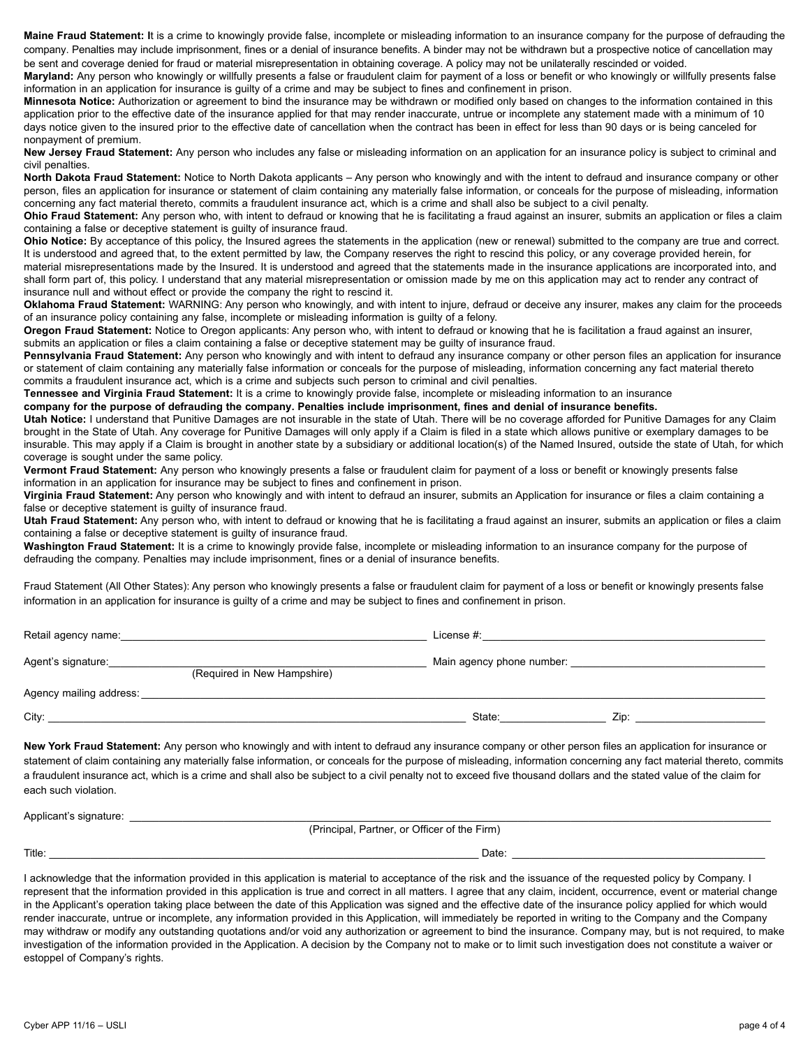**Maine Fraud Statement:** It is a crime to knowingly provide false, incomplete or misleading information to an insurance company for the purpose of defrauding the company. Penalties may include imprisonment, fines or a denial of insurance benefits. A binder may not be withdrawn but a prospective notice of cancellation may be sent and coverage denied for fraud or material misrepresentation in obtaining coverage. A policy may not be unilaterally rescinded or voided.

**Maryland:** Any person who knowingly or willfully presents a false or fraudulent claim for payment of a loss or benefit or who knowingly or willfully presents false information in an application for insurance is guilty of a crime and may be subject to fines and confinement in prison.

**Minnesota Notice:** Authorization or agreement to bind the insurance may be withdrawn or modified only based on changes to the information contained in this application prior to the effective date of the insurance applied for that may render inaccurate, untrue or incomplete any statement made with a minimum of 10 days notice given to the insured prior to the effective date of cancellation when the contract has been in effect for less than 90 days or is being canceled for nonpayment of premium.

**New Jersey Fraud Statement:** Any person who includes any false or misleading information on an application for an insurance policy is subject to criminal and civil penalties.

**North Dakota Fraud Statement:** Notice to North Dakota applicants – Any person who knowingly and with the intent to defraud and insurance company or other person, files an application for insurance or statement of claim containing any materially false information, or conceals for the purpose of misleading, information concerning any fact material thereto, commits a fraudulent insurance act, which is a crime and shall also be subject to a civil penalty.

**Ohio Fraud Statement:** Any person who, with intent to defraud or knowing that he is facilitating a fraud against an insurer, submits an application or files a claim containing a false or deceptive statement is guilty of insurance fraud.

**Ohio Notice:** By acceptance of this policy, the Insured agrees the statements in the application (new or renewal) submitted to the company are true and correct. It is understood and agreed that, to the extent permitted by law, the Company reserves the right to rescind this policy, or any coverage provided herein, for material misrepresentations made by the Insured. It is understood and agreed that the statements made in the insurance applications are incorporated into, and shall form part of, this policy. I understand that any material misrepresentation or omission made by me on this application may act to render any contract of insurance null and without effect or provide the company the right to rescind it.

**Oklahoma Fraud Statement:** WARNING: Any person who knowingly, and with intent to injure, defraud or deceive any insurer, makes any claim for the proceeds of an insurance policy containing any false, incomplete or misleading information is guilty of a felony.

**Oregon Fraud Statement:** Notice to Oregon applicants: Any person who, with intent to defraud or knowing that he is facilitation a fraud against an insurer, submits an application or files a claim containing a false or deceptive statement may be guilty of insurance fraud.

**Pennsylvania Fraud Statement:** Any person who knowingly and with intent to defraud any insurance company or other person files an application for insurance or statement of claim containing any materially false information or conceals for the purpose of misleading, information concerning any fact material thereto commits a fraudulent insurance act, which is a crime and subjects such person to criminal and civil penalties.

**Tennessee and Virginia Fraud Statement:** It is a crime to knowingly provide false, incomplete or misleading information to an insurance **company for the purpose of defrauding the company. Penalties include imprisonment, fines and denial of insurance benefits.**

**Utah Notice:** I understand that Punitive Damages are not insurable in the state of Utah. There will be no coverage afforded for Punitive Damages for any Claim brought in the State of Utah. Any coverage for Punitive Damages will only apply if a Claim is filed in a state which allows punitive or exemplary damages to be insurable. This may apply if a Claim is brought in another state by a subsidiary or additional location(s) of the Named Insured, outside the state of Utah, for which coverage is sought under the same policy.

**Vermont Fraud Statement:** Any person who knowingly presents a false or fraudulent claim for payment of a loss or benefit or knowingly presents false information in an application for insurance may be subject to fines and confinement in prison.

**Virginia Fraud Statement:** Any person who knowingly and with intent to defraud an insurer, submits an Application for insurance or files a claim containing a false or deceptive statement is guilty of insurance fraud.

**Utah Fraud Statement:** Any person who, with intent to defraud or knowing that he is facilitating a fraud against an insurer, submits an application or files a claim containing a false or deceptive statement is guilty of insurance fraud.

**Washington Fraud Statement:** It is a crime to knowingly provide false, incomplete or misleading information to an insurance company for the purpose of defrauding the company. Penalties may include imprisonment, fines or a denial of insurance benefits.

Fraud Statement (All Other States): Any person who knowingly presents a false or fraudulent claim for payment of a loss or benefit or knowingly presents false information in an application for insurance is guilty of a crime and may be subject to fines and confinement in prison.

Retail agency name: ______________________ License #: ______________________

Agent's signature: ______________________ Main agency phone number: ______________________
(Required in New Hampshire)

Agency mailing address: ______________________

City: ______________________ State: __________ Zip: __________

**New York Fraud Statement:** Any person who knowingly and with intent to defraud any insurance company or other person files an application for insurance or statement of claim containing any materially false information, or conceals for the purpose of misleading, information concerning any fact material thereto, commits a fraudulent insurance act, which is a crime and shall also be subject to a civil penalty not to exceed five thousand dollars and the stated value of the claim for each such violation.

Applicant's signature: ______________________
(Principal, Partner, or Officer of the Firm)

Title: ______________________ Date: ______________________

I acknowledge that the information provided in this application is material to acceptance of the risk and the issuance of the requested policy by Company. I represent that the information provided in this application is true and correct in all matters. I agree that any claim, incident, occurrence, event or material change in the Applicant's operation taking place between the date of this Application was signed and the effective date of the insurance policy applied for which would render inaccurate, untrue or incomplete, any information provided in this Application, will immediately be reported in writing to the Company and the Company may withdraw or modify any outstanding quotations and/or void any authorization or agreement to bind the insurance. Company may, but is not required, to make investigation of the information provided in the Application. A decision by the Company not to make or to limit such investigation does not constitute a waiver or estoppel of Company's rights.

Cyber APP 11/16 – USLI